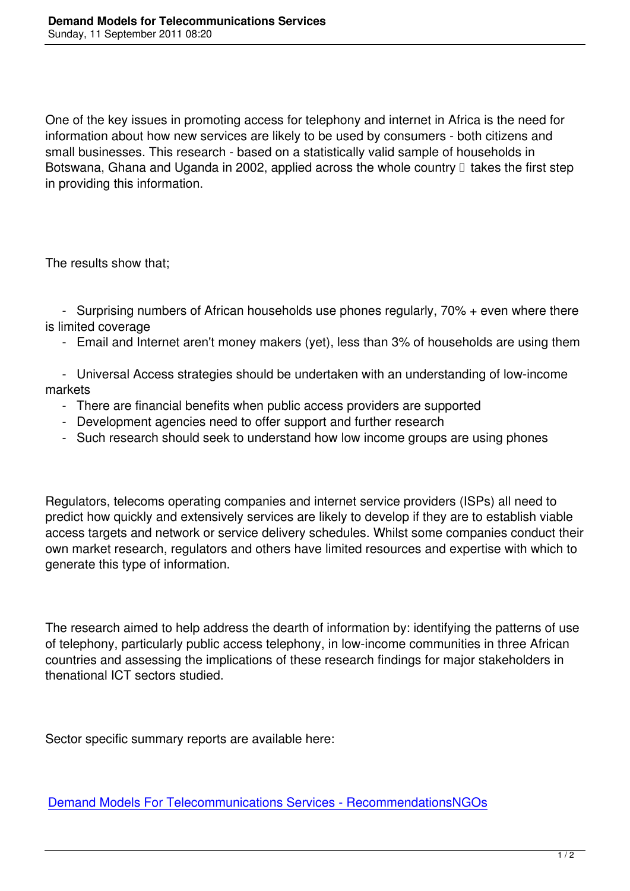One of the key issues in promoting access for telephony and internet in Africa is the need for information about how new services are likely to be used by consumers - both citizens and small businesses. This research - based on a statistically valid sample of households in Botswana, Ghana and Uganda in 2002, applied across the whole country  takes the first step in providing this information.

The results show that;

- Surprising numbers of African households use phones regularly, 70% + even where there is limited coverage
- Email and Internet aren't money makers (yet), less than 3% of households are using them
- Universal Access strategies should be undertaken with an understanding of low-income markets
- There are financial benefits when public access providers are supported
- Development agencies need to offer support and further research
- Such research should seek to understand how low income groups are using phones

Regulators, telecoms operating companies and internet service providers (ISPs) all need to predict how quickly and extensively services are likely to develop if they are to establish viable access targets and network or service delivery schedules. Whilst some companies conduct their own market research, regulators and others have limited resources and expertise with which to generate this type of information.

The research aimed to help address the dearth of information by: identifying the patterns of use of telephony, particularly public access telephony, in low-income communities in three African countries and assessing the implications of these research findings for major stakeholders in thenational ICT sectors studied.

Sector specific summary reports are available here:

Demand Models For Telecommunications Services - RecommendationsNGOs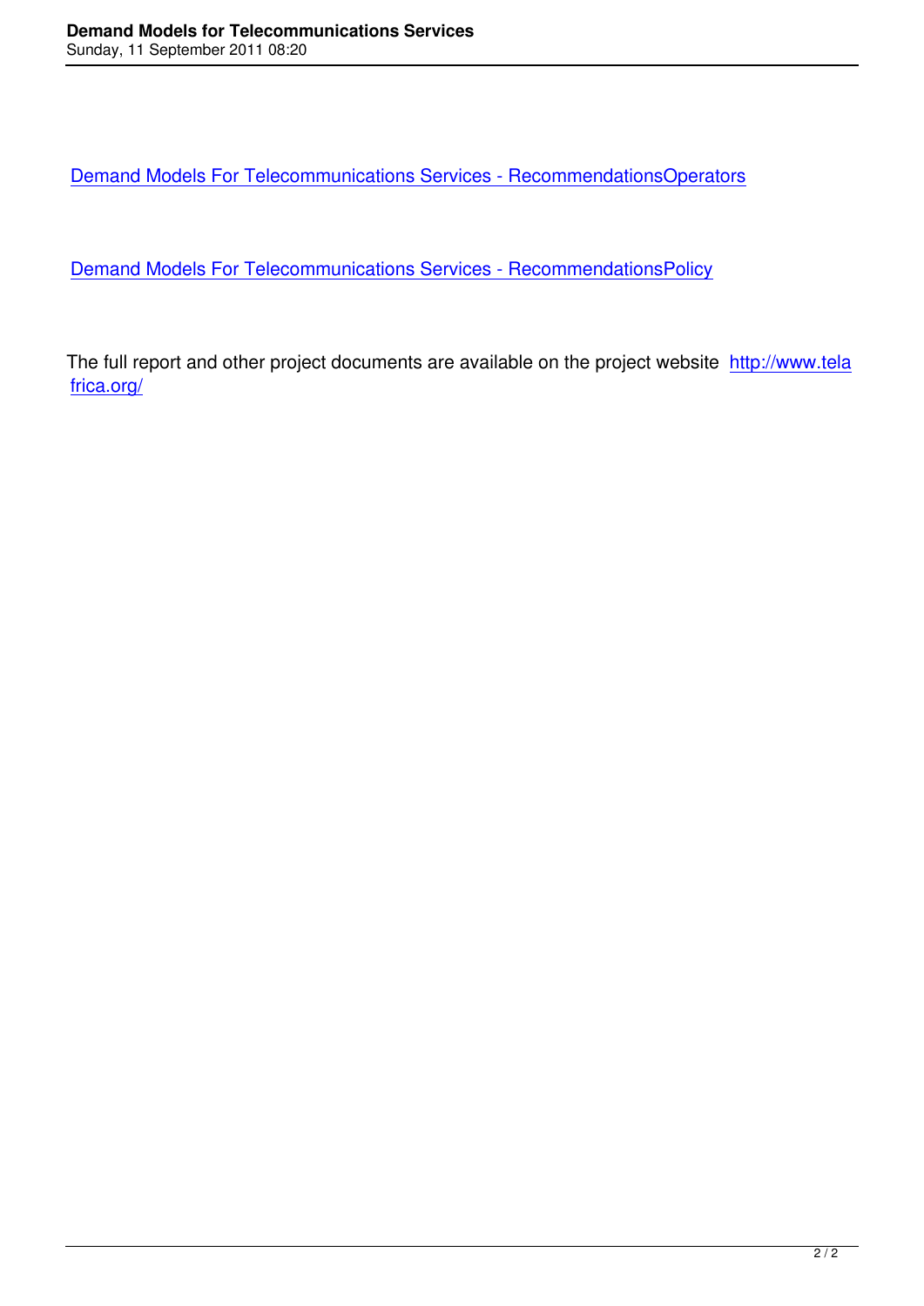[Demand Models For Telecommunications Services - RecommendationsOperators]

[Demand Models For Telecommunications Services - RecommendationsPolicy]

The full report and other project documents are available on the project website [http://www.telafrica.org/](http://www.telafrica.org/)